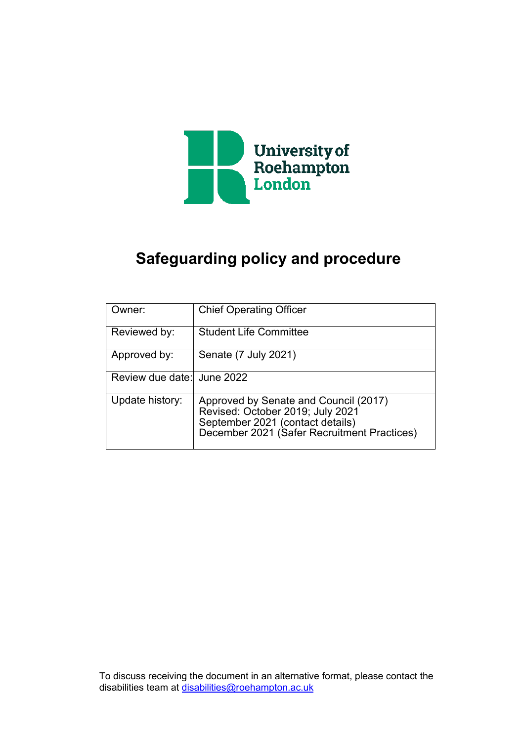University of Roehampton London

# Safeguarding policy and procedure

| Owner: | Chief Operating Officer |
|---|---|
| Reviewed by: | Student Life Committee |
| Approved by: | Senate (7 July 2021) |
| Review due date: | June 2022 |
| Update history: | Approved by Senate and Council (2017)<br>Revised: October 2019; July 2021<br>September 2021 (contact details)<br>December 2021 (Safer Recruitment Practices) |

To discuss receiving the document in an alternative format, please contact the disabilities team at disabilities@roehampton.ac.uk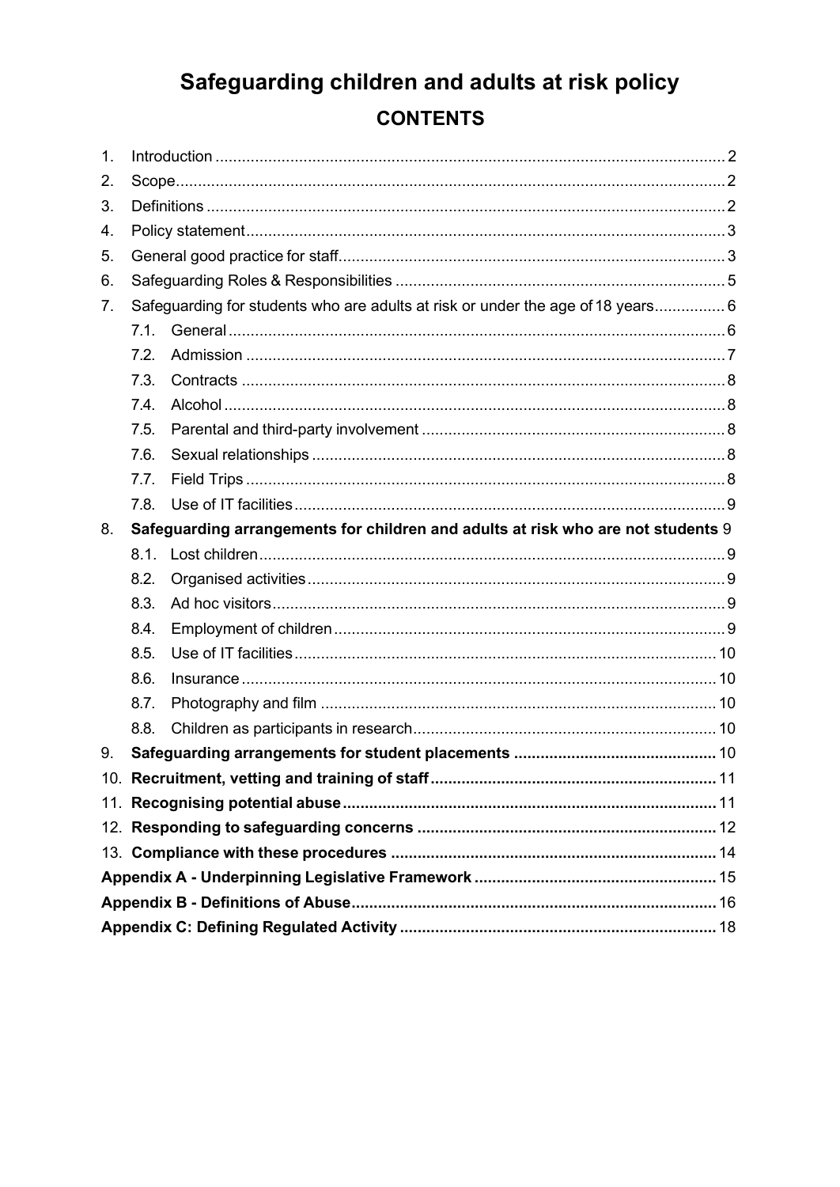# Safeguarding children and adults at risk policy

## CONTENTS

1. Introduction ..... 2
2. Scope ..... 2
3. Definitions ..... 2
4. Policy statement ..... 3
5. General good practice for staff ..... 3
6. Safeguarding Roles & Responsibilities ..... 5
7. Safeguarding for students who are adults at risk or under the age of 18 years ..... 6
   - 7.1. General ..... 6
   - 7.2. Admission ..... 7
   - 7.3. Contracts ..... 8
   - 7.4. Alcohol ..... 8
   - 7.5. Parental and third-party involvement ..... 8
   - 7.6. Sexual relationships ..... 8
   - 7.7. Field Trips ..... 8
   - 7.8. Use of IT facilities ..... 9
8. **Safeguarding arrangements for children and adults at risk who are not students** 9
   - 8.1. Lost children ..... 9
   - 8.2. Organised activities ..... 9
   - 8.3. Ad hoc visitors ..... 9
   - 8.4. Employment of children ..... 9
   - 8.5. Use of IT facilities ..... 10
   - 8.6. Insurance ..... 10
   - 8.7. Photography and film ..... 10
   - 8.8. Children as participants in research ..... 10
9. **Safeguarding arrangements for student placements ..... 10**
10. **Recruitment, vetting and training of staff ..... 11**
11. **Recognising potential abuse ..... 11**
12. **Responding to safeguarding concerns ..... 12**
13. **Compliance with these procedures ..... 14**

**Appendix A - Underpinning Legislative Framework ..... 15**

**Appendix B - Definitions of Abuse ..... 16**

**Appendix C: Defining Regulated Activity ..... 18**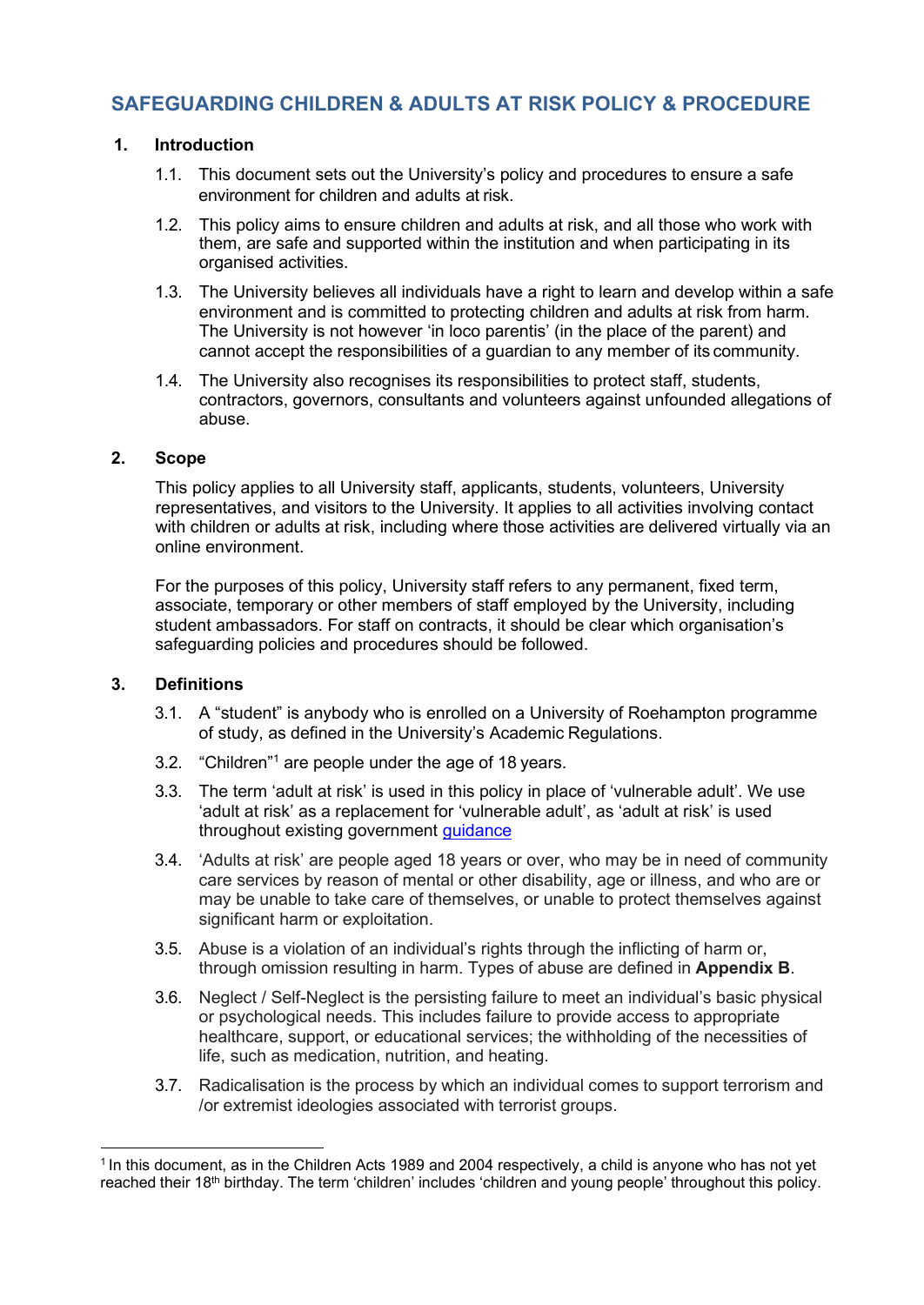# SAFEGUARDING CHILDREN & ADULTS AT RISK POLICY & PROCEDURE

## 1. Introduction

1.1. This document sets out the University's policy and procedures to ensure a safe environment for children and adults at risk.

1.2. This policy aims to ensure children and adults at risk, and all those who work with them, are safe and supported within the institution and when participating in its organised activities.

1.3. The University believes all individuals have a right to learn and develop within a safe environment and is committed to protecting children and adults at risk from harm. The University is not however 'in loco parentis' (in the place of the parent) and cannot accept the responsibilities of a guardian to any member of its community.

1.4. The University also recognises its responsibilities to protect staff, students, contractors, governors, consultants and volunteers against unfounded allegations of abuse.

## 2. Scope

This policy applies to all University staff, applicants, students, volunteers, University representatives, and visitors to the University. It applies to all activities involving contact with children or adults at risk, including where those activities are delivered virtually via an online environment.

For the purposes of this policy, University staff refers to any permanent, fixed term, associate, temporary or other members of staff employed by the University, including student ambassadors. For staff on contracts, it should be clear which organisation's safeguarding policies and procedures should be followed.

## 3. Definitions

3.1. A "student" is anybody who is enrolled on a University of Roehampton programme of study, as defined in the University's Academic Regulations.

3.2. "Children"[1] are people under the age of 18 years.

3.3. The term 'adult at risk' is used in this policy in place of 'vulnerable adult'. We use 'adult at risk' as a replacement for 'vulnerable adult', as 'adult at risk' is used throughout existing government guidance

3.4. 'Adults at risk' are people aged 18 years or over, who may be in need of community care services by reason of mental or other disability, age or illness, and who are or may be unable to take care of themselves, or unable to protect themselves against significant harm or exploitation.

3.5. Abuse is a violation of an individual's rights through the inflicting of harm or, through omission resulting in harm. Types of abuse are defined in **Appendix B**.

3.6. Neglect / Self-Neglect is the persisting failure to meet an individual's basic physical or psychological needs. This includes failure to provide access to appropriate healthcare, support, or educational services; the withholding of the necessities of life, such as medication, nutrition, and heating.

3.7. Radicalisation is the process by which an individual comes to support terrorism and /or extremist ideologies associated with terrorist groups.

---

[1] In this document, as in the Children Acts 1989 and 2004 respectively, a child is anyone who has not yet reached their 18th birthday. The term 'children' includes 'children and young people' throughout this policy.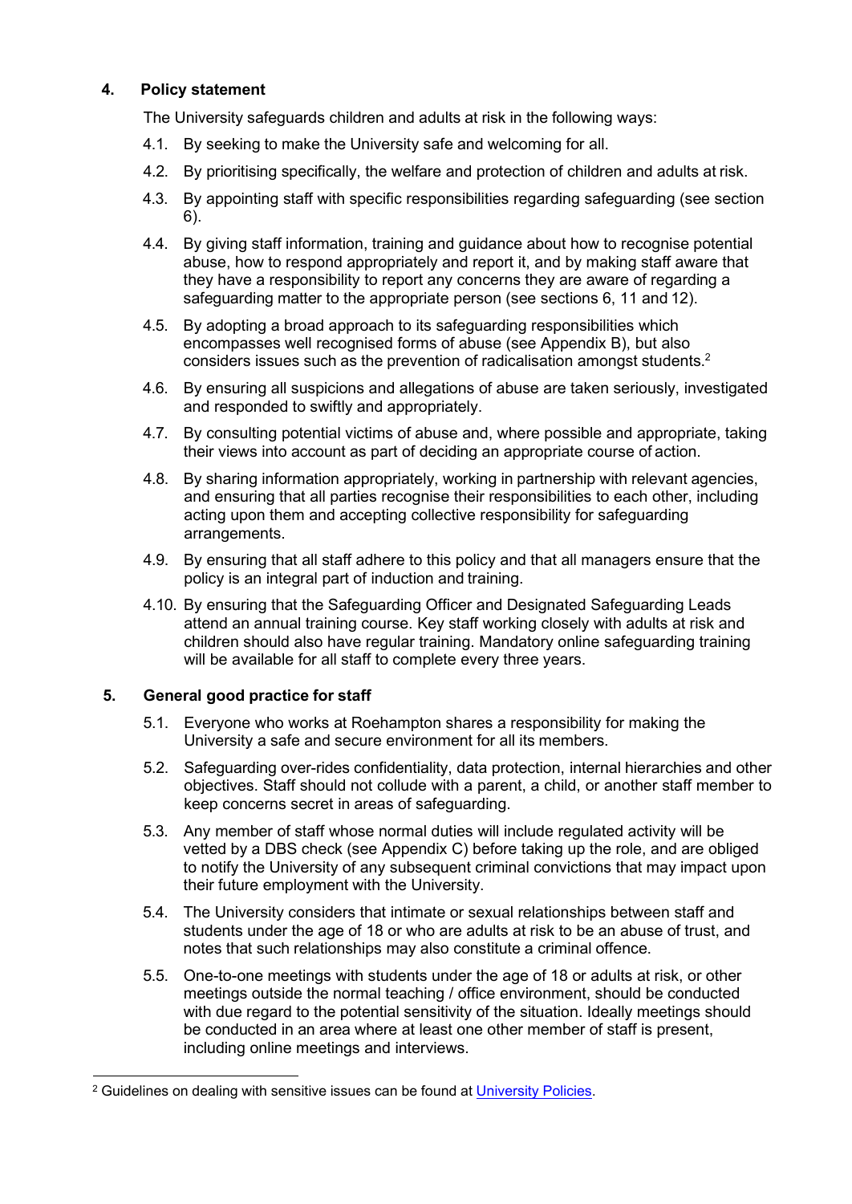## 4. Policy statement

The University safeguards children and adults at risk in the following ways:

4.1. By seeking to make the University safe and welcoming for all.

4.2. By prioritising specifically, the welfare and protection of children and adults at risk.

4.3. By appointing staff with specific responsibilities regarding safeguarding (see section 6).

4.4. By giving staff information, training and guidance about how to recognise potential abuse, how to respond appropriately and report it, and by making staff aware that they have a responsibility to report any concerns they are aware of regarding a safeguarding matter to the appropriate person (see sections 6, 11 and 12).

4.5. By adopting a broad approach to its safeguarding responsibilities which encompasses well recognised forms of abuse (see Appendix B), but also considers issues such as the prevention of radicalisation amongst students.[2]

4.6. By ensuring all suspicions and allegations of abuse are taken seriously, investigated and responded to swiftly and appropriately.

4.7. By consulting potential victims of abuse and, where possible and appropriate, taking their views into account as part of deciding an appropriate course of action.

4.8. By sharing information appropriately, working in partnership with relevant agencies, and ensuring that all parties recognise their responsibilities to each other, including acting upon them and accepting collective responsibility for safeguarding arrangements.

4.9. By ensuring that all staff adhere to this policy and that all managers ensure that the policy is an integral part of induction and training.

4.10. By ensuring that the Safeguarding Officer and Designated Safeguarding Leads attend an annual training course. Key staff working closely with adults at risk and children should also have regular training. Mandatory online safeguarding training will be available for all staff to complete every three years.

## 5. General good practice for staff

5.1. Everyone who works at Roehampton shares a responsibility for making the University a safe and secure environment for all its members.

5.2. Safeguarding over-rides confidentiality, data protection, internal hierarchies and other objectives. Staff should not collude with a parent, a child, or another staff member to keep concerns secret in areas of safeguarding.

5.3. Any member of staff whose normal duties will include regulated activity will be vetted by a DBS check (see Appendix C) before taking up the role, and are obliged to notify the University of any subsequent criminal convictions that may impact upon their future employment with the University.

5.4. The University considers that intimate or sexual relationships between staff and students under the age of 18 or who are adults at risk to be an abuse of trust, and notes that such relationships may also constitute a criminal offence.

5.5. One-to-one meetings with students under the age of 18 or adults at risk, or other meetings outside the normal teaching / office environment, should be conducted with due regard to the potential sensitivity of the situation. Ideally meetings should be conducted in an area where at least one other member of staff is present, including online meetings and interviews.

---

[2] Guidelines on dealing with sensitive issues can be found at University Policies.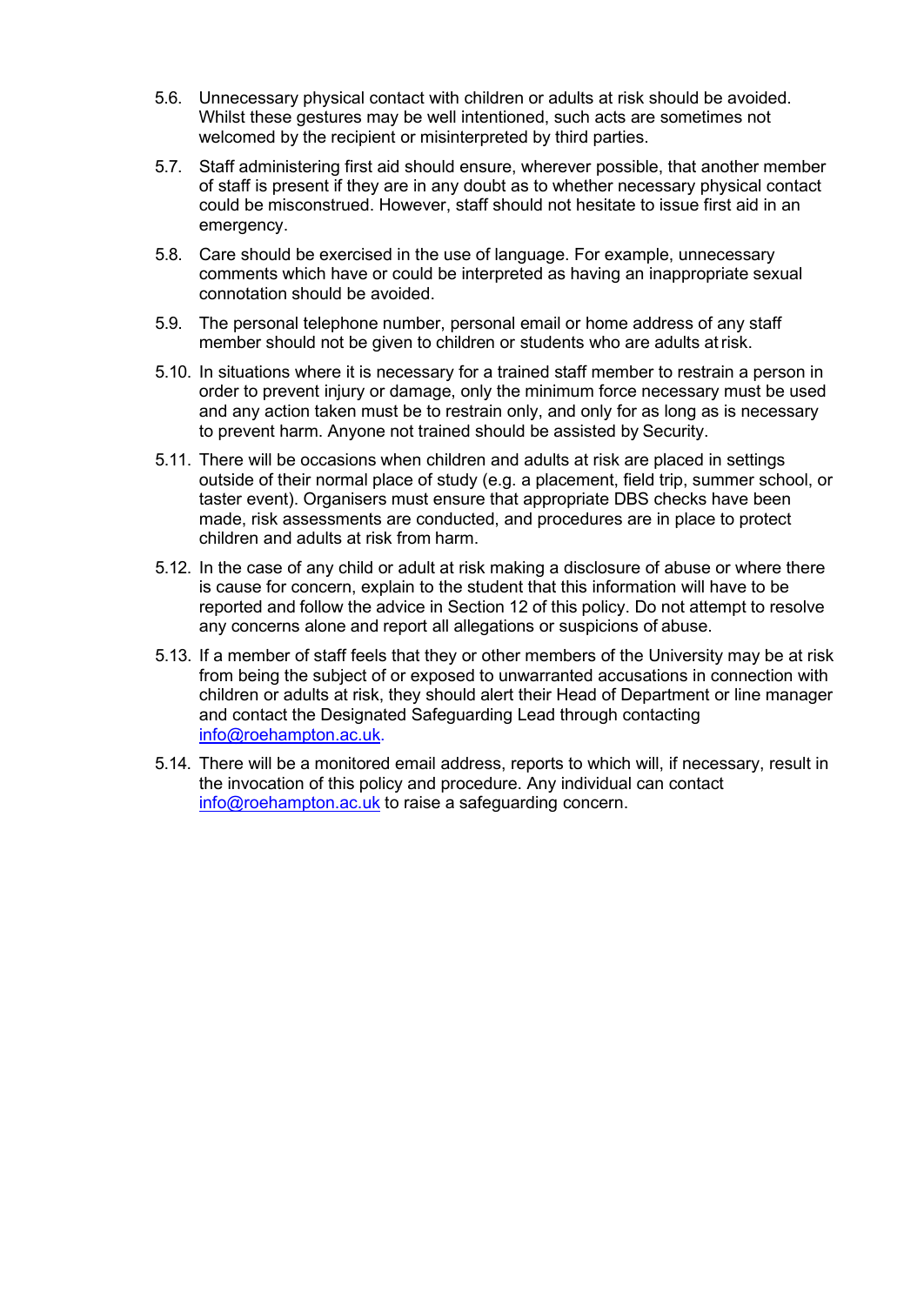5.6. Unnecessary physical contact with children or adults at risk should be avoided. Whilst these gestures may be well intentioned, such acts are sometimes not welcomed by the recipient or misinterpreted by third parties.

5.7. Staff administering first aid should ensure, wherever possible, that another member of staff is present if they are in any doubt as to whether necessary physical contact could be misconstrued. However, staff should not hesitate to issue first aid in an emergency.

5.8. Care should be exercised in the use of language. For example, unnecessary comments which have or could be interpreted as having an inappropriate sexual connotation should be avoided.

5.9. The personal telephone number, personal email or home address of any staff member should not be given to children or students who are adults at risk.

5.10. In situations where it is necessary for a trained staff member to restrain a person in order to prevent injury or damage, only the minimum force necessary must be used and any action taken must be to restrain only, and only for as long as is necessary to prevent harm. Anyone not trained should be assisted by Security.

5.11. There will be occasions when children and adults at risk are placed in settings outside of their normal place of study (e.g. a placement, field trip, summer school, or taster event). Organisers must ensure that appropriate DBS checks have been made, risk assessments are conducted, and procedures are in place to protect children and adults at risk from harm.

5.12. In the case of any child or adult at risk making a disclosure of abuse or where there is cause for concern, explain to the student that this information will have to be reported and follow the advice in Section 12 of this policy. Do not attempt to resolve any concerns alone and report all allegations or suspicions of abuse.

5.13. If a member of staff feels that they or other members of the University may be at risk from being the subject of or exposed to unwarranted accusations in connection with children or adults at risk, they should alert their Head of Department or line manager and contact the Designated Safeguarding Lead through contacting info@roehampton.ac.uk.

5.14. There will be a monitored email address, reports to which will, if necessary, result in the invocation of this policy and procedure. Any individual can contact info@roehampton.ac.uk to raise a safeguarding concern.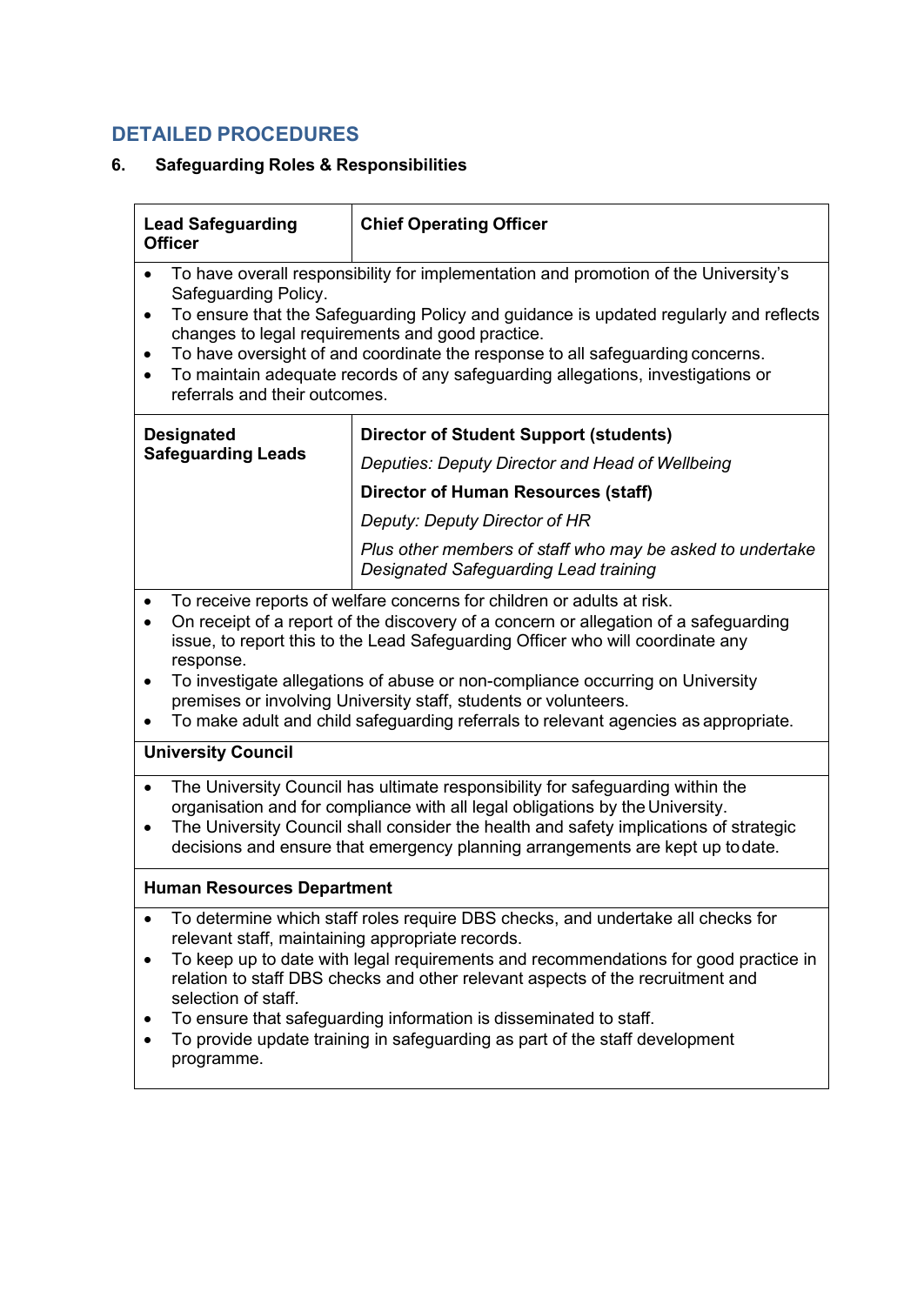## DETAILED PROCEDURES

### 6. Safeguarding Roles & Responsibilities

| **Lead Safeguarding Officer** | **Chief Operating Officer** |
|---|---|

- To have overall responsibility for implementation and promotion of the University's Safeguarding Policy.
- To ensure that the Safeguarding Policy and guidance is updated regularly and reflects changes to legal requirements and good practice.
- To have oversight of and coordinate the response to all safeguarding concerns.
- To maintain adequate records of any safeguarding allegations, investigations or referrals and their outcomes.

| **Designated Safeguarding Leads** | **Director of Student Support (students)**<br>*Deputies: Deputy Director and Head of Wellbeing*<br>**Director of Human Resources (staff)**<br>*Deputy: Deputy Director of HR*<br>*Plus other members of staff who may be asked to undertake Designated Safeguarding Lead training* |
|---|---|

- To receive reports of welfare concerns for children or adults at risk.
- On receipt of a report of the discovery of a concern or allegation of a safeguarding issue, to report this to the Lead Safeguarding Officer who will coordinate any response.
- To investigate allegations of abuse or non-compliance occurring on University premises or involving University staff, students or volunteers.
- To make adult and child safeguarding referrals to relevant agencies as appropriate.

**University Council**

- The University Council has ultimate responsibility for safeguarding within the organisation and for compliance with all legal obligations by the University.
- The University Council shall consider the health and safety implications of strategic decisions and ensure that emergency planning arrangements are kept up to date.

**Human Resources Department**

- To determine which staff roles require DBS checks, and undertake all checks for relevant staff, maintaining appropriate records.
- To keep up to date with legal requirements and recommendations for good practice in relation to staff DBS checks and other relevant aspects of the recruitment and selection of staff.
- To ensure that safeguarding information is disseminated to staff.
- To provide update training in safeguarding as part of the staff development programme.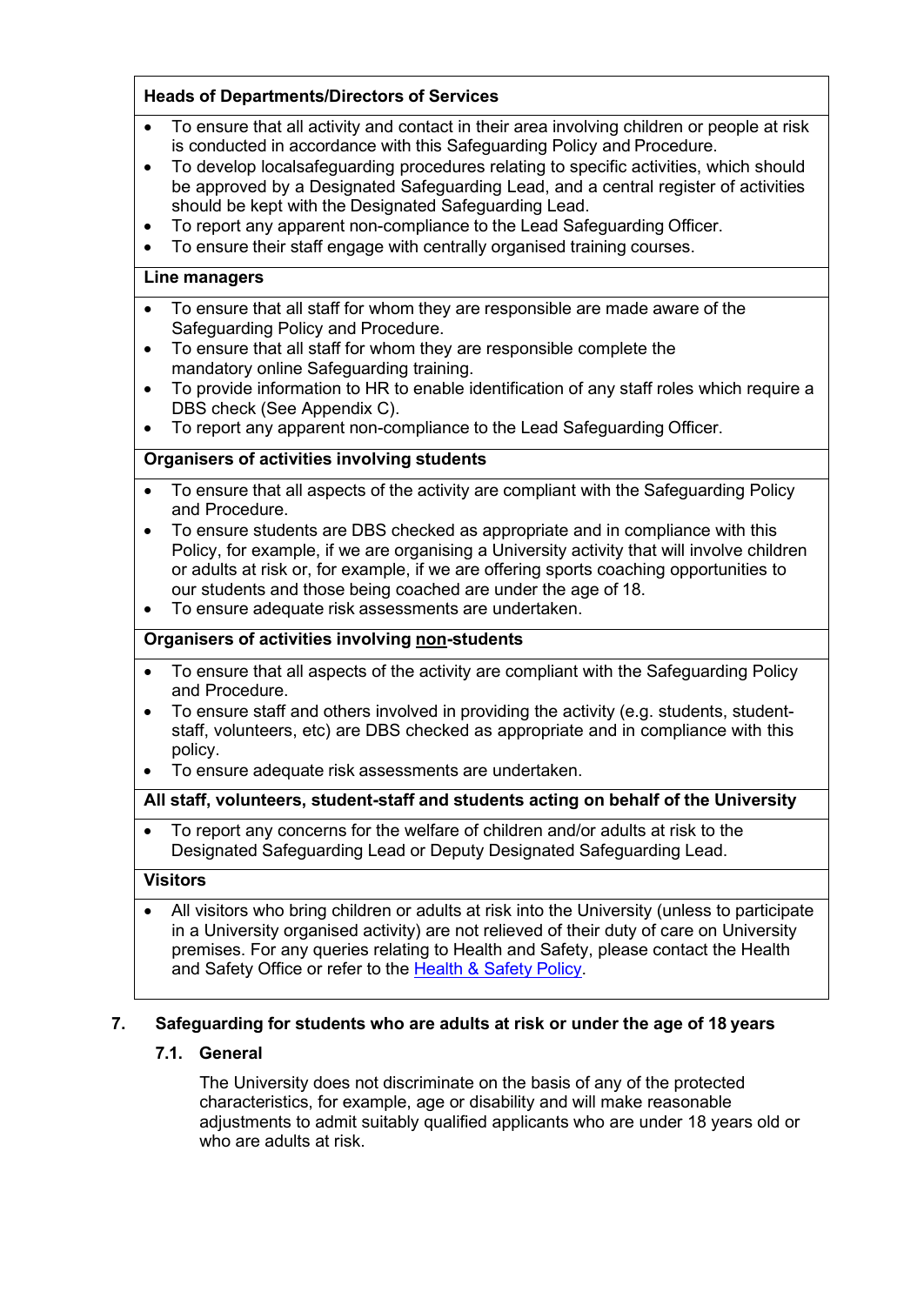| Heads of Departments/Directors of Services |
|---|
| • To ensure that all activity and contact in their area involving children or people at risk is conducted in accordance with this Safeguarding Policy and Procedure.<br>• To develop localsafeguarding procedures relating to specific activities, which should be approved by a Designated Safeguarding Lead, and a central register of activities should be kept with the Designated Safeguarding Lead.<br>• To report any apparent non-compliance to the Lead Safeguarding Officer.<br>• To ensure their staff engage with centrally organised training courses. |
| **Line managers** |
| • To ensure that all staff for whom they are responsible are made aware of the Safeguarding Policy and Procedure.<br>• To ensure that all staff for whom they are responsible complete the mandatory online Safeguarding training.<br>• To provide information to HR to enable identification of any staff roles which require a DBS check (See Appendix C).<br>• To report any apparent non-compliance to the Lead Safeguarding Officer. |
| **Organisers of activities involving students** |
| • To ensure that all aspects of the activity are compliant with the Safeguarding Policy and Procedure.<br>• To ensure students are DBS checked as appropriate and in compliance with this Policy, for example, if we are organising a University activity that will involve children or adults at risk or, for example, if we are offering sports coaching opportunities to our students and those being coached are under the age of 18.<br>• To ensure adequate risk assessments are undertaken. |
| **Organisers of activities involving <u>non</u>-students** |
| • To ensure that all aspects of the activity are compliant with the Safeguarding Policy and Procedure.<br>• To ensure staff and others involved in providing the activity (e.g. students, student-staff, volunteers, etc) are DBS checked as appropriate and in compliance with this policy.<br>• To ensure adequate risk assessments are undertaken. |
| **All staff, volunteers, student-staff and students acting on behalf of the University** |
| • To report any concerns for the welfare of children and/or adults at risk to the Designated Safeguarding Lead or Deputy Designated Safeguarding Lead. |
| **Visitors** |
| • All visitors who bring children or adults at risk into the University (unless to participate in a University organised activity) are not relieved of their duty of care on University premises. For any queries relating to Health and Safety, please contact the Health and Safety Office or refer to the Health & Safety Policy. |

## 7. Safeguarding for students who are adults at risk or under the age of 18 years

### 7.1. General

The University does not discriminate on the basis of any of the protected characteristics, for example, age or disability and will make reasonable adjustments to admit suitably qualified applicants who are under 18 years old or who are adults at risk.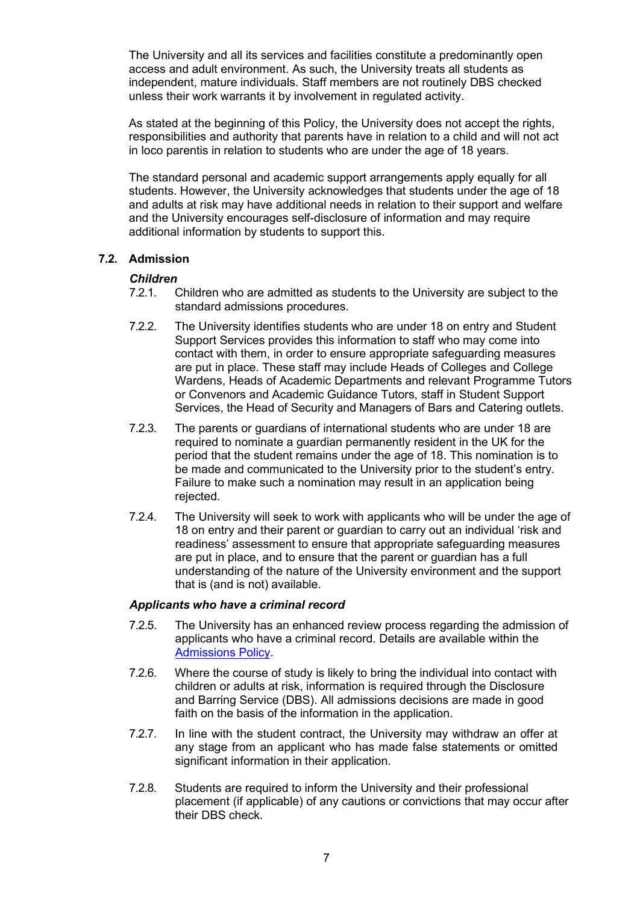The University and all its services and facilities constitute a predominantly open access and adult environment. As such, the University treats all students as independent, mature individuals. Staff members are not routinely DBS checked unless their work warrants it by involvement in regulated activity.

As stated at the beginning of this Policy, the University does not accept the rights, responsibilities and authority that parents have in relation to a child and will not act in loco parentis in relation to students who are under the age of 18 years.

The standard personal and academic support arrangements apply equally for all students. However, the University acknowledges that students under the age of 18 and adults at risk may have additional needs in relation to their support and welfare and the University encourages self-disclosure of information and may require additional information by students to support this.

### 7.2. Admission

***Children***

7.2.1. Children who are admitted as students to the University are subject to the standard admissions procedures.

7.2.2. The University identifies students who are under 18 on entry and Student Support Services provides this information to staff who may come into contact with them, in order to ensure appropriate safeguarding measures are put in place. These staff may include Heads of Colleges and College Wardens, Heads of Academic Departments and relevant Programme Tutors or Convenors and Academic Guidance Tutors, staff in Student Support Services, the Head of Security and Managers of Bars and Catering outlets.

7.2.3. The parents or guardians of international students who are under 18 are required to nominate a guardian permanently resident in the UK for the period that the student remains under the age of 18. This nomination is to be made and communicated to the University prior to the student's entry. Failure to make such a nomination may result in an application being rejected.

7.2.4. The University will seek to work with applicants who will be under the age of 18 on entry and their parent or guardian to carry out an individual 'risk and readiness' assessment to ensure that appropriate safeguarding measures are put in place, and to ensure that the parent or guardian has a full understanding of the nature of the University environment and the support that is (and is not) available.

***Applicants who have a criminal record***

7.2.5. The University has an enhanced review process regarding the admission of applicants who have a criminal record. Details are available within the Admissions Policy.

7.2.6. Where the course of study is likely to bring the individual into contact with children or adults at risk, information is required through the Disclosure and Barring Service (DBS). All admissions decisions are made in good faith on the basis of the information in the application.

7.2.7. In line with the student contract, the University may withdraw an offer at any stage from an applicant who has made false statements or omitted significant information in their application.

7.2.8. Students are required to inform the University and their professional placement (if applicable) of any cautions or convictions that may occur after their DBS check.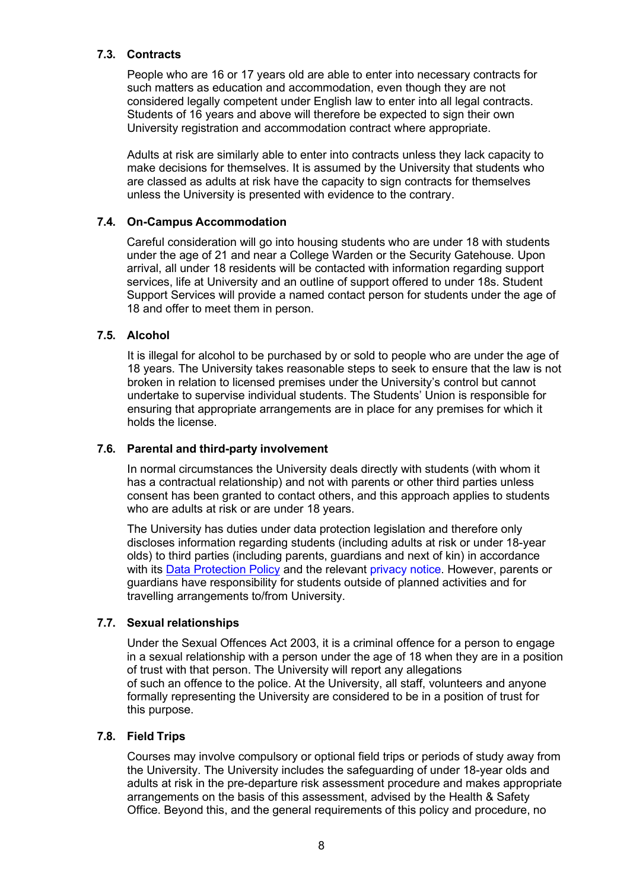### 7.3. Contracts

People who are 16 or 17 years old are able to enter into necessary contracts for such matters as education and accommodation, even though they are not considered legally competent under English law to enter into all legal contracts. Students of 16 years and above will therefore be expected to sign their own University registration and accommodation contract where appropriate.

Adults at risk are similarly able to enter into contracts unless they lack capacity to make decisions for themselves. It is assumed by the University that students who are classed as adults at risk have the capacity to sign contracts for themselves unless the University is presented with evidence to the contrary.

### 7.4. On-Campus Accommodation

Careful consideration will go into housing students who are under 18 with students under the age of 21 and near a College Warden or the Security Gatehouse. Upon arrival, all under 18 residents will be contacted with information regarding support services, life at University and an outline of support offered to under 18s. Student Support Services will provide a named contact person for students under the age of 18 and offer to meet them in person.

### 7.5. Alcohol

It is illegal for alcohol to be purchased by or sold to people who are under the age of 18 years. The University takes reasonable steps to seek to ensure that the law is not broken in relation to licensed premises under the University's control but cannot undertake to supervise individual students. The Students' Union is responsible for ensuring that appropriate arrangements are in place for any premises for which it holds the license.

### 7.6. Parental and third-party involvement

In normal circumstances the University deals directly with students (with whom it has a contractual relationship) and not with parents or other third parties unless consent has been granted to contact others, and this approach applies to students who are adults at risk or are under 18 years.

The University has duties under data protection legislation and therefore only discloses information regarding students (including adults at risk or under 18-year olds) to third parties (including parents, guardians and next of kin) in accordance with its Data Protection Policy and the relevant privacy notice. However, parents or guardians have responsibility for students outside of planned activities and for travelling arrangements to/from University.

### 7.7. Sexual relationships

Under the Sexual Offences Act 2003, it is a criminal offence for a person to engage in a sexual relationship with a person under the age of 18 when they are in a position of trust with that person. The University will report any allegations of such an offence to the police. At the University, all staff, volunteers and anyone formally representing the University are considered to be in a position of trust for this purpose.

### 7.8. Field Trips

Courses may involve compulsory or optional field trips or periods of study away from the University. The University includes the safeguarding of under 18-year olds and adults at risk in the pre-departure risk assessment procedure and makes appropriate arrangements on the basis of this assessment, advised by the Health & Safety Office. Beyond this, and the general requirements of this policy and procedure, no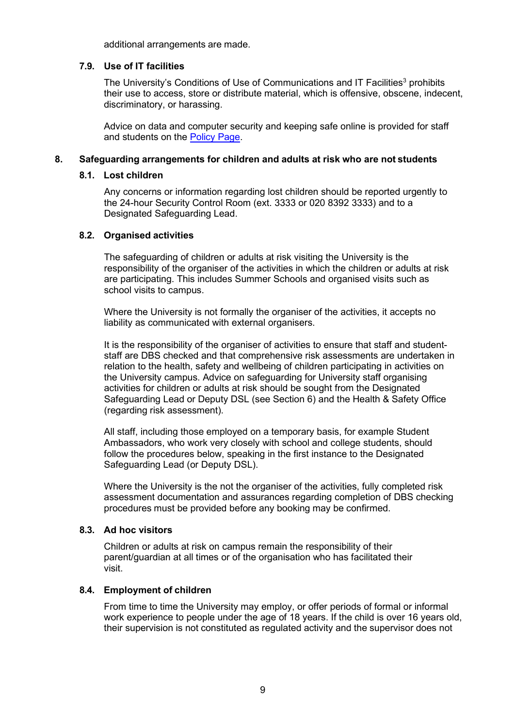additional arrangements are made.

### 7.9. Use of IT facilities

The University's Conditions of Use of Communications and IT Facilities[3] prohibits their use to access, store or distribute material, which is offensive, obscene, indecent, discriminatory, or harassing.

Advice on data and computer security and keeping safe online is provided for staff and students on the Policy Page.

## 8. Safeguarding arrangements for children and adults at risk who are not students

### 8.1. Lost children

Any concerns or information regarding lost children should be reported urgently to the 24-hour Security Control Room (ext. 3333 or 020 8392 3333) and to a Designated Safeguarding Lead.

### 8.2. Organised activities

The safeguarding of children or adults at risk visiting the University is the responsibility of the organiser of the activities in which the children or adults at risk are participating. This includes Summer Schools and organised visits such as school visits to campus.

Where the University is not formally the organiser of the activities, it accepts no liability as communicated with external organisers.

It is the responsibility of the organiser of activities to ensure that staff and student-staff are DBS checked and that comprehensive risk assessments are undertaken in relation to the health, safety and wellbeing of children participating in activities on the University campus. Advice on safeguarding for University staff organising activities for children or adults at risk should be sought from the Designated Safeguarding Lead or Deputy DSL (see Section 6) and the Health & Safety Office (regarding risk assessment).

All staff, including those employed on a temporary basis, for example Student Ambassadors, who work very closely with school and college students, should follow the procedures below, speaking in the first instance to the Designated Safeguarding Lead (or Deputy DSL).

Where the University is the not the organiser of the activities, fully completed risk assessment documentation and assurances regarding completion of DBS checking procedures must be provided before any booking may be confirmed.

### 8.3. Ad hoc visitors

Children or adults at risk on campus remain the responsibility of their parent/guardian at all times or of the organisation who has facilitated their visit.

### 8.4. Employment of children

From time to time the University may employ, or offer periods of formal or informal work experience to people under the age of 18 years. If the child is over 16 years old, their supervision is not constituted as regulated activity and the supervisor does not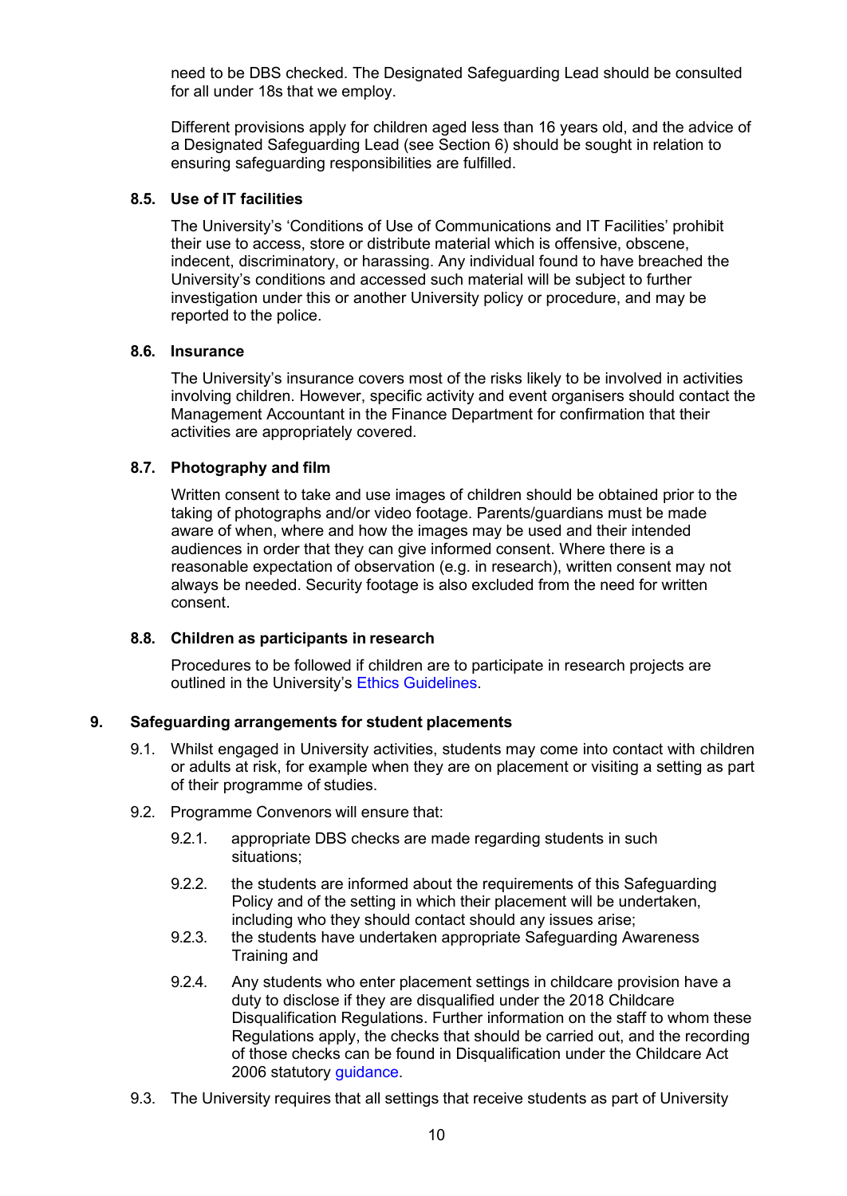need to be DBS checked. The Designated Safeguarding Lead should be consulted for all under 18s that we employ.

Different provisions apply for children aged less than 16 years old, and the advice of a Designated Safeguarding Lead (see Section 6) should be sought in relation to ensuring safeguarding responsibilities are fulfilled.

### 8.5. Use of IT facilities

The University's 'Conditions of Use of Communications and IT Facilities' prohibit their use to access, store or distribute material which is offensive, obscene, indecent, discriminatory, or harassing. Any individual found to have breached the University's conditions and accessed such material will be subject to further investigation under this or another University policy or procedure, and may be reported to the police.

### 8.6. Insurance

The University's insurance covers most of the risks likely to be involved in activities involving children. However, specific activity and event organisers should contact the Management Accountant in the Finance Department for confirmation that their activities are appropriately covered.

### 8.7. Photography and film

Written consent to take and use images of children should be obtained prior to the taking of photographs and/or video footage. Parents/guardians must be made aware of when, where and how the images may be used and their intended audiences in order that they can give informed consent. Where there is a reasonable expectation of observation (e.g. in research), written consent may not always be needed. Security footage is also excluded from the need for written consent.

### 8.8. Children as participants in research

Procedures to be followed if children are to participate in research projects are outlined in the University's Ethics Guidelines.

## 9. Safeguarding arrangements for student placements

9.1. Whilst engaged in University activities, students may come into contact with children or adults at risk, for example when they are on placement or visiting a setting as part of their programme of studies.

9.2. Programme Convenors will ensure that:

9.2.1. appropriate DBS checks are made regarding students in such situations;

9.2.2. the students are informed about the requirements of this Safeguarding Policy and of the setting in which their placement will be undertaken, including who they should contact should any issues arise;

9.2.3. the students have undertaken appropriate Safeguarding Awareness Training and

9.2.4. Any students who enter placement settings in childcare provision have a duty to disclose if they are disqualified under the 2018 Childcare Disqualification Regulations. Further information on the staff to whom these Regulations apply, the checks that should be carried out, and the recording of those checks can be found in Disqualification under the Childcare Act 2006 statutory guidance.

9.3. The University requires that all settings that receive students as part of University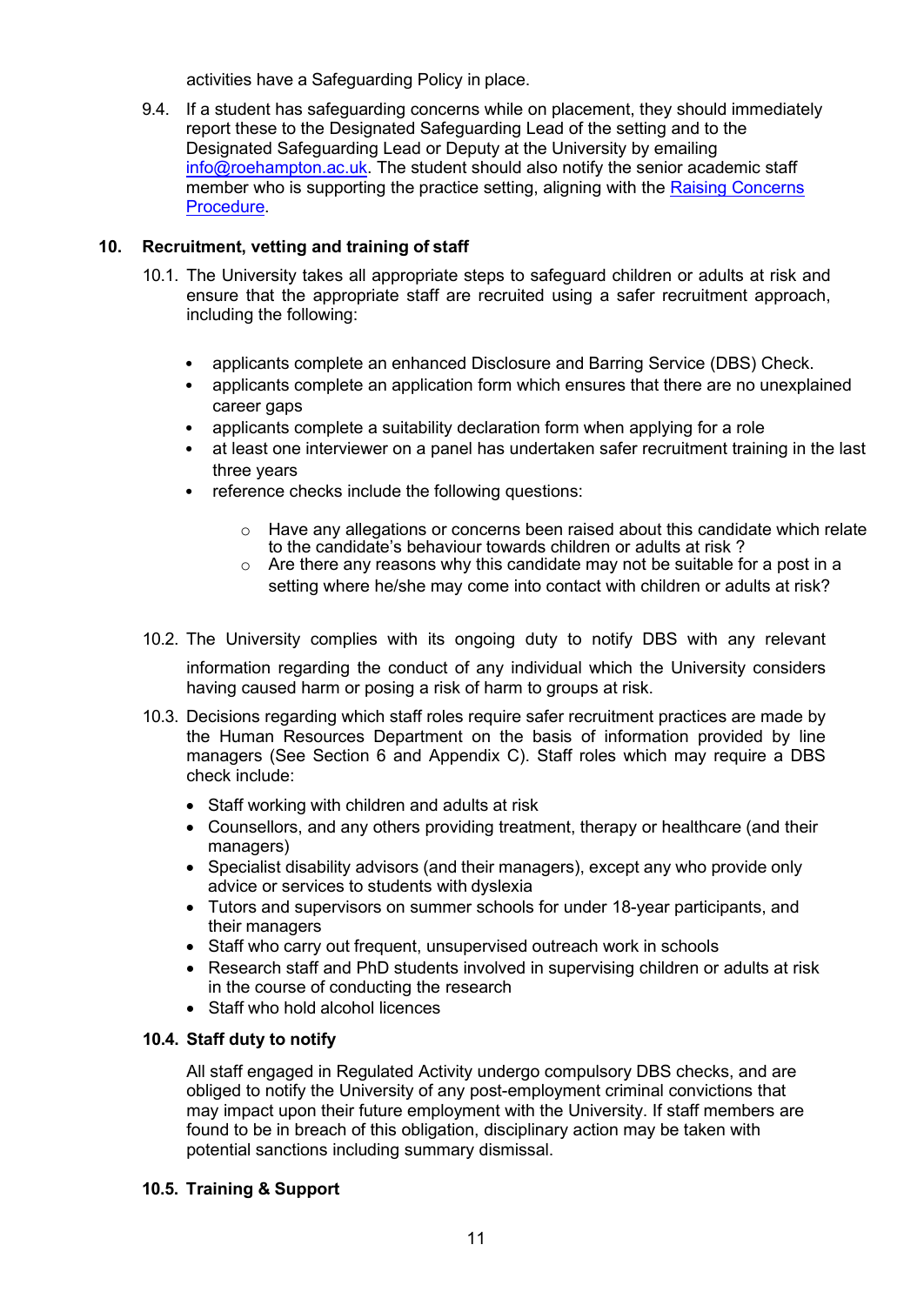activities have a Safeguarding Policy in place.

9.4. If a student has safeguarding concerns while on placement, they should immediately report these to the Designated Safeguarding Lead of the setting and to the Designated Safeguarding Lead or Deputy at the University by emailing info@roehampton.ac.uk. The student should also notify the senior academic staff member who is supporting the practice setting, aligning with the Raising Concerns Procedure.

## 10. Recruitment, vetting and training of staff

10.1. The University takes all appropriate steps to safeguard children or adults at risk and ensure that the appropriate staff are recruited using a safer recruitment approach, including the following:

- applicants complete an enhanced Disclosure and Barring Service (DBS) Check.
- applicants complete an application form which ensures that there are no unexplained career gaps
- applicants complete a suitability declaration form when applying for a role
- at least one interviewer on a panel has undertaken safer recruitment training in the last three years
- reference checks include the following questions:
  - Have any allegations or concerns been raised about this candidate which relate to the candidate's behaviour towards children or adults at risk ?
  - Are there any reasons why this candidate may not be suitable for a post in a setting where he/she may come into contact with children or adults at risk?

10.2. The University complies with its ongoing duty to notify DBS with any relevant information regarding the conduct of any individual which the University considers having caused harm or posing a risk of harm to groups at risk.

10.3. Decisions regarding which staff roles require safer recruitment practices are made by the Human Resources Department on the basis of information provided by line managers (See Section 6 and Appendix C). Staff roles which may require a DBS check include:

- Staff working with children and adults at risk
- Counsellors, and any others providing treatment, therapy or healthcare (and their managers)
- Specialist disability advisors (and their managers), except any who provide only advice or services to students with dyslexia
- Tutors and supervisors on summer schools for under 18-year participants, and their managers
- Staff who carry out frequent, unsupervised outreach work in schools
- Research staff and PhD students involved in supervising children or adults at risk in the course of conducting the research
- Staff who hold alcohol licences

### 10.4. Staff duty to notify

All staff engaged in Regulated Activity undergo compulsory DBS checks, and are obliged to notify the University of any post-employment criminal convictions that may impact upon their future employment with the University. If staff members are found to be in breach of this obligation, disciplinary action may be taken with potential sanctions including summary dismissal.

### 10.5. Training & Support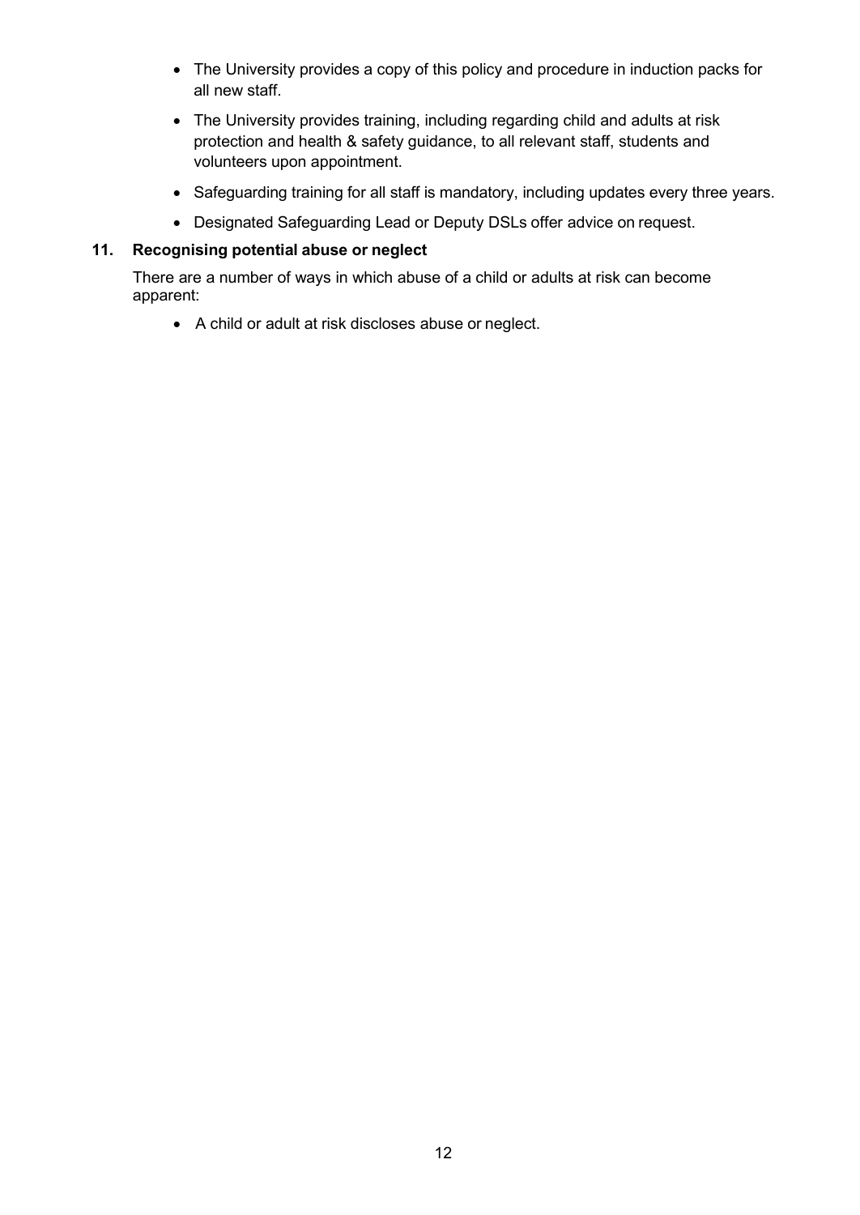- The University provides a copy of this policy and procedure in induction packs for all new staff.
- The University provides training, including regarding child and adults at risk protection and health & safety guidance, to all relevant staff, students and volunteers upon appointment.
- Safeguarding training for all staff is mandatory, including updates every three years.
- Designated Safeguarding Lead or Deputy DSLs offer advice on request.

## 11. Recognising potential abuse or neglect

There are a number of ways in which abuse of a child or adults at risk can become apparent:

- A child or adult at risk discloses abuse or neglect.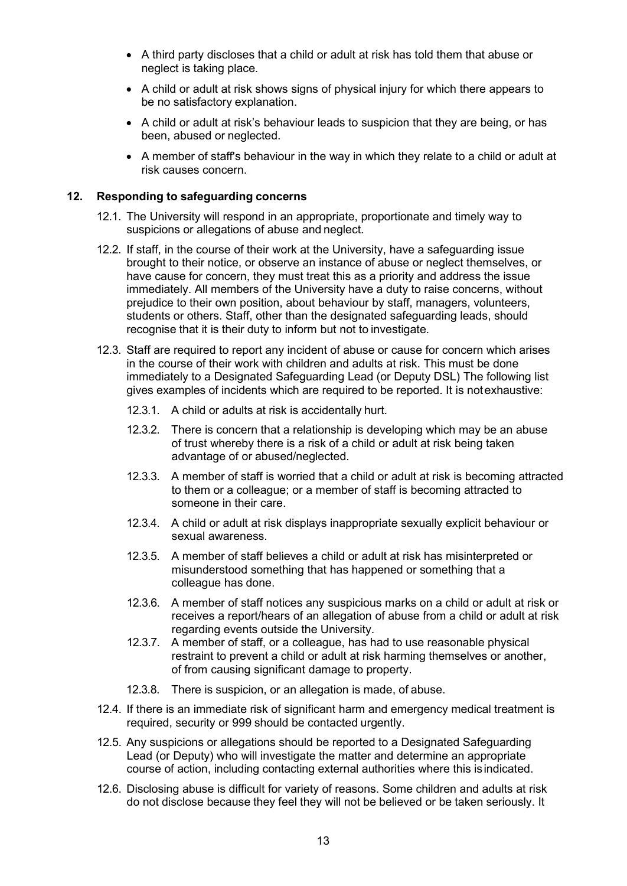- A third party discloses that a child or adult at risk has told them that abuse or neglect is taking place.
- A child or adult at risk shows signs of physical injury for which there appears to be no satisfactory explanation.
- A child or adult at risk's behaviour leads to suspicion that they are being, or has been, abused or neglected.
- A member of staff's behaviour in the way in which they relate to a child or adult at risk causes concern.

## 12. Responding to safeguarding concerns

12.1. The University will respond in an appropriate, proportionate and timely way to suspicions or allegations of abuse and neglect.

12.2. If staff, in the course of their work at the University, have a safeguarding issue brought to their notice, or observe an instance of abuse or neglect themselves, or have cause for concern, they must treat this as a priority and address the issue immediately. All members of the University have a duty to raise concerns, without prejudice to their own position, about behaviour by staff, managers, volunteers, students or others. Staff, other than the designated safeguarding leads, should recognise that it is their duty to inform but not to investigate.

12.3. Staff are required to report any incident of abuse or cause for concern which arises in the course of their work with children and adults at risk. This must be done immediately to a Designated Safeguarding Lead (or Deputy DSL) The following list gives examples of incidents which are required to be reported. It is not exhaustive:

12.3.1. A child or adults at risk is accidentally hurt.

12.3.2. There is concern that a relationship is developing which may be an abuse of trust whereby there is a risk of a child or adult at risk being taken advantage of or abused/neglected.

12.3.3. A member of staff is worried that a child or adult at risk is becoming attracted to them or a colleague; or a member of staff is becoming attracted to someone in their care.

12.3.4. A child or adult at risk displays inappropriate sexually explicit behaviour or sexual awareness.

12.3.5. A member of staff believes a child or adult at risk has misinterpreted or misunderstood something that has happened or something that a colleague has done.

12.3.6. A member of staff notices any suspicious marks on a child or adult at risk or receives a report/hears of an allegation of abuse from a child or adult at risk regarding events outside the University.

12.3.7. A member of staff, or a colleague, has had to use reasonable physical restraint to prevent a child or adult at risk harming themselves or another, of from causing significant damage to property.

12.3.8. There is suspicion, or an allegation is made, of abuse.

12.4. If there is an immediate risk of significant harm and emergency medical treatment is required, security or 999 should be contacted urgently.

12.5. Any suspicions or allegations should be reported to a Designated Safeguarding Lead (or Deputy) who will investigate the matter and determine an appropriate course of action, including contacting external authorities where this is indicated.

12.6. Disclosing abuse is difficult for variety of reasons. Some children and adults at risk do not disclose because they feel they will not be believed or be taken seriously. It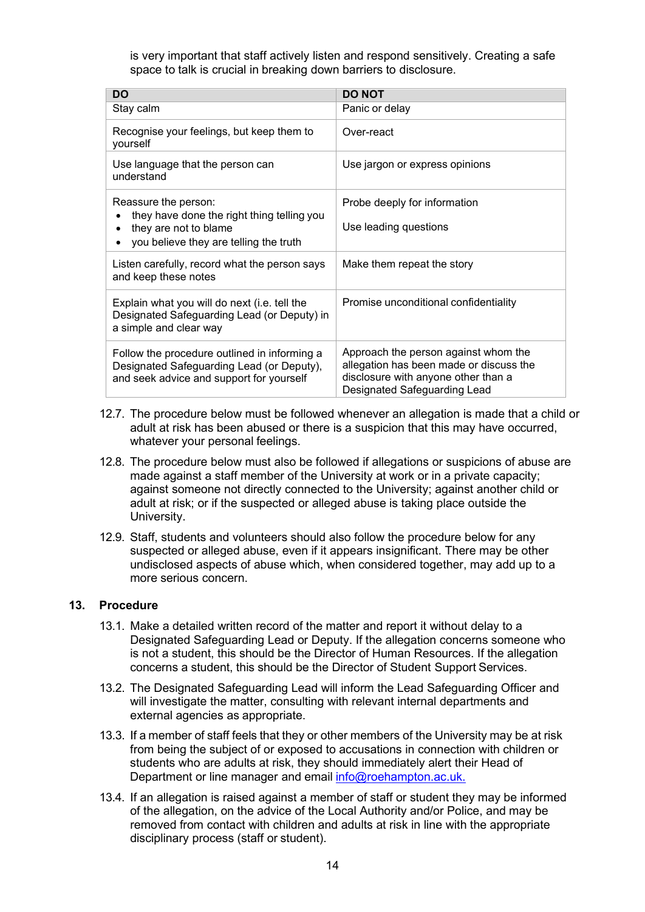is very important that staff actively listen and respond sensitively. Creating a safe space to talk is crucial in breaking down barriers to disclosure.

| DO | DO NOT |
|---|---|
| Stay calm | Panic or delay |
| Recognise your feelings, but keep them to yourself | Over-react |
| Use language that the person can understand | Use jargon or express opinions |
| Reassure the person:<br>• they have done the right thing telling you<br>• they are not to blame<br>• you believe they are telling the truth | Probe deeply for information<br><br>Use leading questions |
| Listen carefully, record what the person says and keep these notes | Make them repeat the story |
| Explain what you will do next (i.e. tell the Designated Safeguarding Lead (or Deputy) in a simple and clear way | Promise unconditional confidentiality |
| Follow the procedure outlined in informing a Designated Safeguarding Lead (or Deputy), and seek advice and support for yourself | Approach the person against whom the allegation has been made or discuss the disclosure with anyone other than a Designated Safeguarding Lead |

12.7. The procedure below must be followed whenever an allegation is made that a child or adult at risk has been abused or there is a suspicion that this may have occurred, whatever your personal feelings.

12.8. The procedure below must also be followed if allegations or suspicions of abuse are made against a staff member of the University at work or in a private capacity; against someone not directly connected to the University; against another child or adult at risk; or if the suspected or alleged abuse is taking place outside the University.

12.9. Staff, students and volunteers should also follow the procedure below for any suspected or alleged abuse, even if it appears insignificant. There may be other undisclosed aspects of abuse which, when considered together, may add up to a more serious concern.

## 13. Procedure

13.1. Make a detailed written record of the matter and report it without delay to a Designated Safeguarding Lead or Deputy. If the allegation concerns someone who is not a student, this should be the Director of Human Resources. If the allegation concerns a student, this should be the Director of Student Support Services.

13.2. The Designated Safeguarding Lead will inform the Lead Safeguarding Officer and will investigate the matter, consulting with relevant internal departments and external agencies as appropriate.

13.3. If a member of staff feels that they or other members of the University may be at risk from being the subject of or exposed to accusations in connection with children or students who are adults at risk, they should immediately alert their Head of Department or line manager and email info@roehampton.ac.uk.

13.4. If an allegation is raised against a member of staff or student they may be informed of the allegation, on the advice of the Local Authority and/or Police, and may be removed from contact with children and adults at risk in line with the appropriate disciplinary process (staff or student).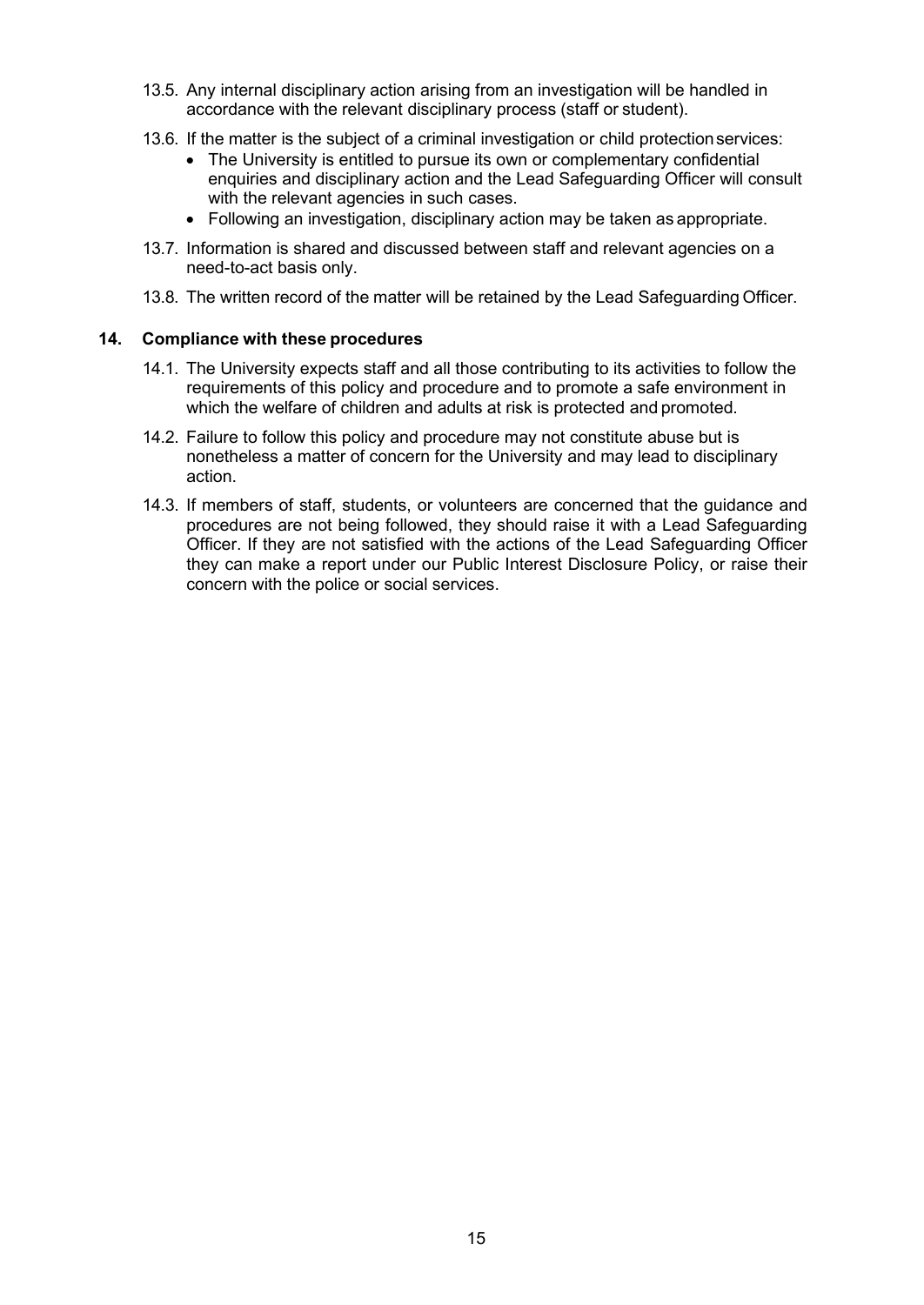13.5. Any internal disciplinary action arising from an investigation will be handled in accordance with the relevant disciplinary process (staff or student).

13.6. If the matter is the subject of a criminal investigation or child protection services:

- The University is entitled to pursue its own or complementary confidential enquiries and disciplinary action and the Lead Safeguarding Officer will consult with the relevant agencies in such cases.
- Following an investigation, disciplinary action may be taken as appropriate.

13.7. Information is shared and discussed between staff and relevant agencies on a need-to-act basis only.

13.8. The written record of the matter will be retained by the Lead Safeguarding Officer.

## 14. Compliance with these procedures

14.1. The University expects staff and all those contributing to its activities to follow the requirements of this policy and procedure and to promote a safe environment in which the welfare of children and adults at risk is protected and promoted.

14.2. Failure to follow this policy and procedure may not constitute abuse but is nonetheless a matter of concern for the University and may lead to disciplinary action.

14.3. If members of staff, students, or volunteers are concerned that the guidance and procedures are not being followed, they should raise it with a Lead Safeguarding Officer. If they are not satisfied with the actions of the Lead Safeguarding Officer they can make a report under our Public Interest Disclosure Policy, or raise their concern with the police or social services.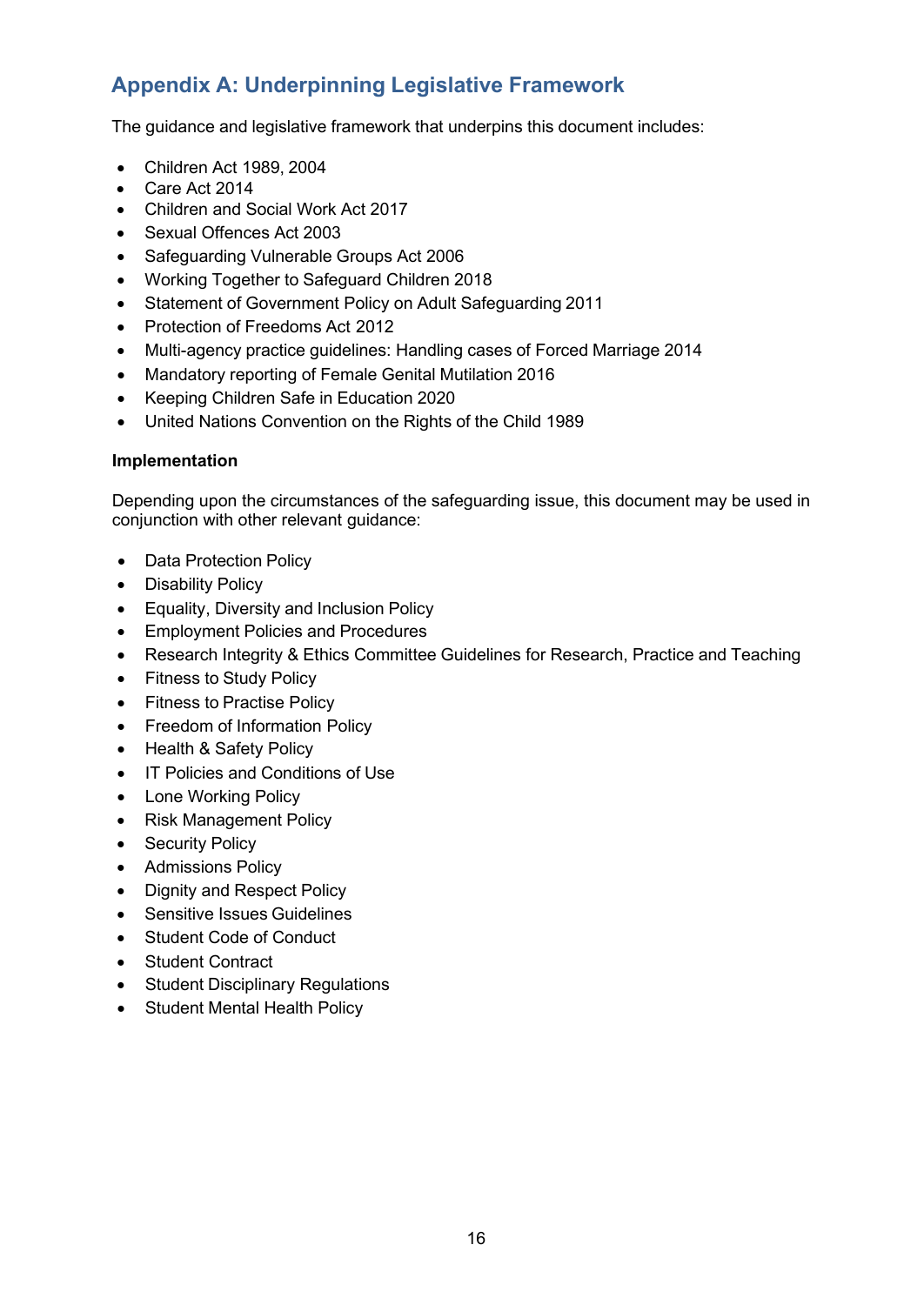## Appendix A: Underpinning Legislative Framework

The guidance and legislative framework that underpins this document includes:

- Children Act 1989, 2004
- Care Act 2014
- Children and Social Work Act 2017
- Sexual Offences Act 2003
- Safeguarding Vulnerable Groups Act 2006
- Working Together to Safeguard Children 2018
- Statement of Government Policy on Adult Safeguarding 2011
- Protection of Freedoms Act 2012
- Multi-agency practice guidelines: Handling cases of Forced Marriage 2014
- Mandatory reporting of Female Genital Mutilation 2016
- Keeping Children Safe in Education 2020
- United Nations Convention on the Rights of the Child 1989

**Implementation**

Depending upon the circumstances of the safeguarding issue, this document may be used in conjunction with other relevant guidance:

- Data Protection Policy
- Disability Policy
- Equality, Diversity and Inclusion Policy
- Employment Policies and Procedures
- Research Integrity & Ethics Committee Guidelines for Research, Practice and Teaching
- Fitness to Study Policy
- Fitness to Practise Policy
- Freedom of Information Policy
- Health & Safety Policy
- IT Policies and Conditions of Use
- Lone Working Policy
- Risk Management Policy
- Security Policy
- Admissions Policy
- Dignity and Respect Policy
- Sensitive Issues Guidelines
- Student Code of Conduct
- Student Contract
- Student Disciplinary Regulations
- Student Mental Health Policy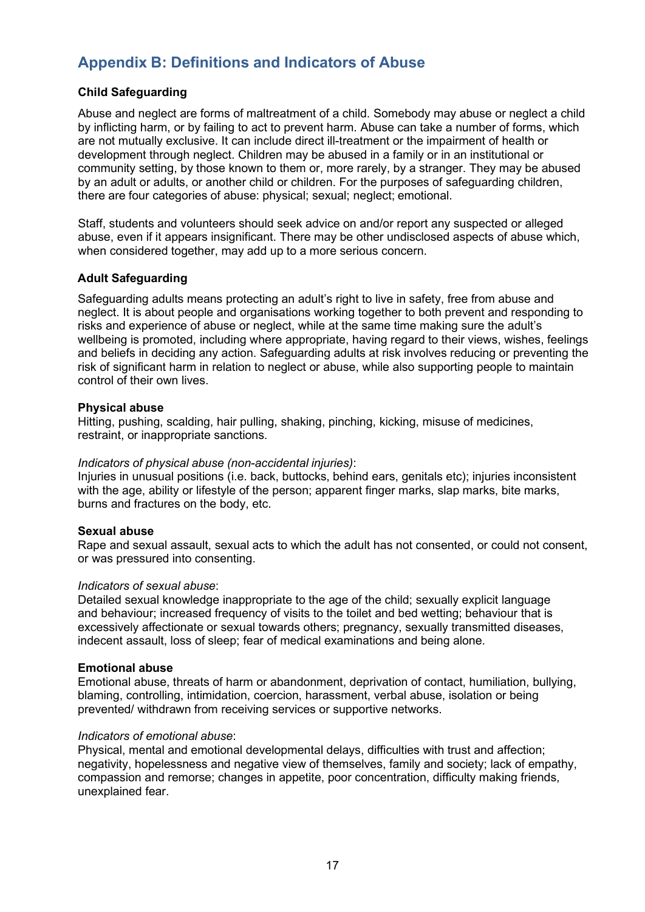## Appendix B: Definitions and Indicators of Abuse

**Child Safeguarding**

Abuse and neglect are forms of maltreatment of a child. Somebody may abuse or neglect a child by inflicting harm, or by failing to act to prevent harm. Abuse can take a number of forms, which are not mutually exclusive. It can include direct ill-treatment or the impairment of health or development through neglect. Children may be abused in a family or in an institutional or community setting, by those known to them or, more rarely, by a stranger. They may be abused by an adult or adults, or another child or children. For the purposes of safeguarding children, there are four categories of abuse: physical; sexual; neglect; emotional.

Staff, students and volunteers should seek advice on and/or report any suspected or alleged abuse, even if it appears insignificant. There may be other undisclosed aspects of abuse which, when considered together, may add up to a more serious concern.

**Adult Safeguarding**

Safeguarding adults means protecting an adult's right to live in safety, free from abuse and neglect. It is about people and organisations working together to both prevent and responding to risks and experience of abuse or neglect, while at the same time making sure the adult's wellbeing is promoted, including where appropriate, having regard to their views, wishes, feelings and beliefs in deciding any action. Safeguarding adults at risk involves reducing or preventing the risk of significant harm in relation to neglect or abuse, while also supporting people to maintain control of their own lives.

**Physical abuse**
Hitting, pushing, scalding, hair pulling, shaking, pinching, kicking, misuse of medicines, restraint, or inappropriate sanctions.

*Indicators of physical abuse (non-accidental injuries)*:
Injuries in unusual positions (i.e. back, buttocks, behind ears, genitals etc); injuries inconsistent with the age, ability or lifestyle of the person; apparent finger marks, slap marks, bite marks, burns and fractures on the body, etc.

**Sexual abuse**
Rape and sexual assault, sexual acts to which the adult has not consented, or could not consent, or was pressured into consenting.

*Indicators of sexual abuse*:
Detailed sexual knowledge inappropriate to the age of the child; sexually explicit language and behaviour; increased frequency of visits to the toilet and bed wetting; behaviour that is excessively affectionate or sexual towards others; pregnancy, sexually transmitted diseases, indecent assault, loss of sleep; fear of medical examinations and being alone.

**Emotional abuse**
Emotional abuse, threats of harm or abandonment, deprivation of contact, humiliation, bullying, blaming, controlling, intimidation, coercion, harassment, verbal abuse, isolation or being prevented/ withdrawn from receiving services or supportive networks.

*Indicators of emotional abuse*:
Physical, mental and emotional developmental delays, difficulties with trust and affection; negativity, hopelessness and negative view of themselves, family and society; lack of empathy, compassion and remorse; changes in appetite, poor concentration, difficulty making friends, unexplained fear.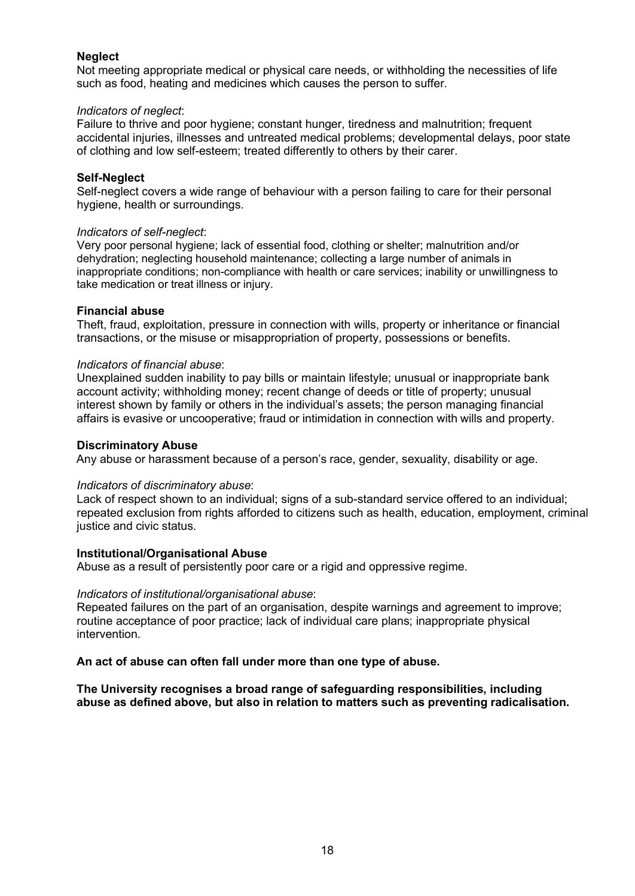**Neglect**

Not meeting appropriate medical or physical care needs, or withholding the necessities of life such as food, heating and medicines which causes the person to suffer.

*Indicators of neglect*:

Failure to thrive and poor hygiene; constant hunger, tiredness and malnutrition; frequent accidental injuries, illnesses and untreated medical problems; developmental delays, poor state of clothing and low self-esteem; treated differently to others by their carer.

**Self-Neglect**

Self-neglect covers a wide range of behaviour with a person failing to care for their personal hygiene, health or surroundings.

*Indicators of self-neglect*:

Very poor personal hygiene; lack of essential food, clothing or shelter; malnutrition and/or dehydration; neglecting household maintenance; collecting a large number of animals in inappropriate conditions; non-compliance with health or care services; inability or unwillingness to take medication or treat illness or injury.

**Financial abuse**

Theft, fraud, exploitation, pressure in connection with wills, property or inheritance or financial transactions, or the misuse or misappropriation of property, possessions or benefits.

*Indicators of financial abuse*:

Unexplained sudden inability to pay bills or maintain lifestyle; unusual or inappropriate bank account activity; withholding money; recent change of deeds or title of property; unusual interest shown by family or others in the individual's assets; the person managing financial affairs is evasive or uncooperative; fraud or intimidation in connection with wills and property.

**Discriminatory Abuse**

Any abuse or harassment because of a person's race, gender, sexuality, disability or age.

*Indicators of discriminatory abuse*:

Lack of respect shown to an individual; signs of a sub-standard service offered to an individual; repeated exclusion from rights afforded to citizens such as health, education, employment, criminal justice and civic status.

**Institutional/Organisational Abuse**

Abuse as a result of persistently poor care or a rigid and oppressive regime.

*Indicators of institutional/organisational abuse*:

Repeated failures on the part of an organisation, despite warnings and agreement to improve; routine acceptance of poor practice; lack of individual care plans; inappropriate physical intervention.

**An act of abuse can often fall under more than one type of abuse.**

**The University recognises a broad range of safeguarding responsibilities, including abuse as defined above, but also in relation to matters such as preventing radicalisation.**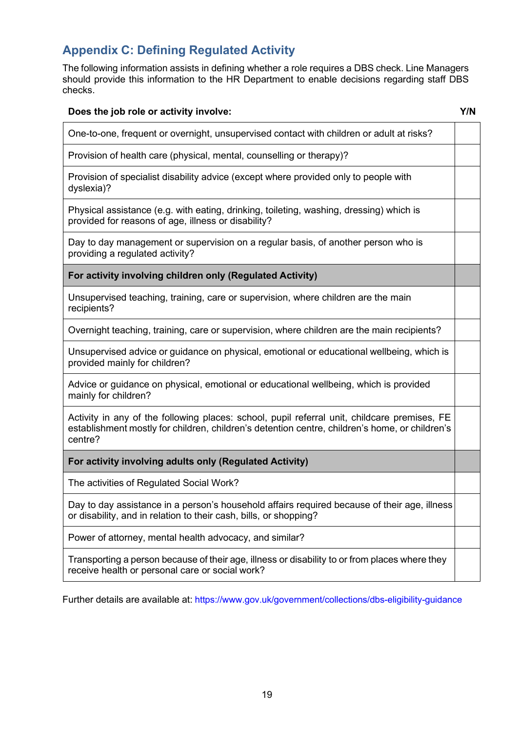## Appendix C: Defining Regulated Activity

The following information assists in defining whether a role requires a DBS check. Line Managers should provide this information to the HR Department to enable decisions regarding staff DBS checks.

| **Does the job role or activity involve:** | **Y/N** |
| --- | --- |
| One-to-one, frequent or overnight, unsupervised contact with children or adult at risks? | |
| Provision of health care (physical, mental, counselling or therapy)? | |
| Provision of specialist disability advice (except where provided only to people with dyslexia)? | |
| Physical assistance (e.g. with eating, drinking, toileting, washing, dressing) which is provided for reasons of age, illness or disability? | |
| Day to day management or supervision on a regular basis, of another person who is providing a regulated activity? | |
| **For activity involving children only (Regulated Activity)** | |
| Unsupervised teaching, training, care or supervision, where children are the main recipients? | |
| Overnight teaching, training, care or supervision, where children are the main recipients? | |
| Unsupervised advice or guidance on physical, emotional or educational wellbeing, which is provided mainly for children? | |
| Advice or guidance on physical, emotional or educational wellbeing, which is provided mainly for children? | |
| Activity in any of the following places: school, pupil referral unit, childcare premises, FE establishment mostly for children, children's detention centre, children's home, or children's centre? | |
| **For activity involving adults only (Regulated Activity)** | |
| The activities of Regulated Social Work? | |
| Day to day assistance in a person's household affairs required because of their age, illness or disability, and in relation to their cash, bills, or shopping? | |
| Power of attorney, mental health advocacy, and similar? | |
| Transporting a person because of their age, illness or disability to or from places where they receive health or personal care or social work? | |

Further details are available at: https://www.gov.uk/government/collections/dbs-eligibility-guidance